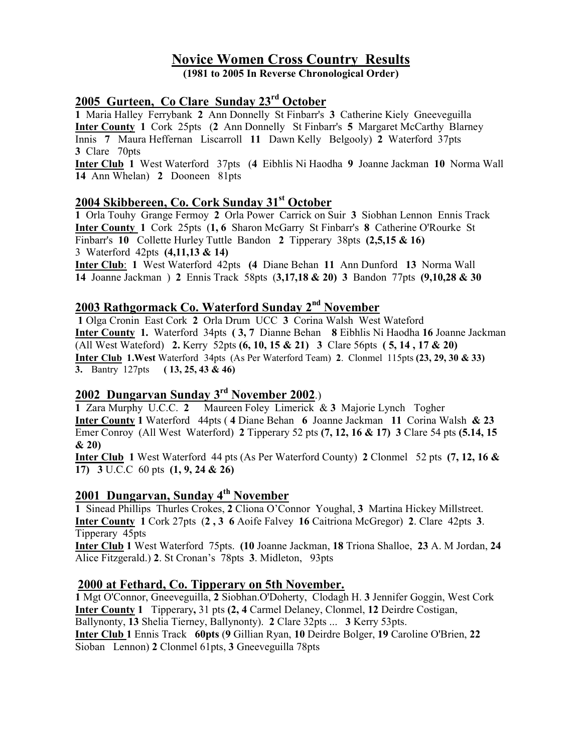# Novice Women Cross Country Results

**(1981 to 2005 In Reverse Chronological Order)**

## 2005 Gurteen, Co Clare Sunday 23rd October

**1** Maria Halley Ferrybank **2** Ann Donnelly St Finbarr's **3** Catherine Kiely Gneeveguilla
**Inter County 1** Cork 25pts (**2** Ann Donnelly St Finbarr's **5** Margaret McCarthy Blarney Innis **7** Maura Heffernan Liscarroll **11** Dawn Kelly Belgooly) **2** Waterford 37pts **3** Clare 70pts
**Inter Club 1** West Waterford 37pts (**4** Eibhlis Ni Haodha **9** Joanne Jackman **10** Norma Wall **14** Ann Whelan) **2** Dooneen 81pts

## 2004 Skibbereen, Co. Cork Sunday 31st October

**1** Orla Touhy Grange Fermoy **2** Orla Power Carrick on Suir **3** Siobhan Lennon Ennis Track
**Inter County 1** Cork 25pts (**1, 6** Sharon McGarry St Finbarr's **8** Catherine O'Rourke St Finbarr's **10** Collette Hurley Tuttle Bandon **2** Tipperary 38pts **(2,5,15 & 16)**
3 Waterford 42pts **(4,11,13 & 14)**
**Inter Club**: **1** West Waterford 42pts **(4** Diane Behan **11** Ann Dunford **13** Norma Wall **14** Joanne Jackman ) **2** Ennis Track 58pts (**3,17,18 & 20) 3** Bandon 77pts **(9,10,28 & 30**

## 2003 Rathgormack Co. Waterford Sunday 2nd November

**1** Olga Cronin East Cork **2** Orla Drum UCC **3** Corina Walsh West Wateford
**Inter County 1.** Waterford 34pts **( 3, 7** Dianne Behan **8** Eibhlis Ni Haodha **16** Joanne Jackman (All West Wateford) **2.** Kerry 52pts **(6, 10, 15 & 21) 3** Clare 56pts **( 5, 14 , 17 & 20)**
**Inter Club 1.West** Waterford 34pts (As Per Waterford Team) **2**. Clonmel 115pts **(23, 29, 30 & 33)**
**3.** Bantry 127pts **( 13, 25, 43 & 46)**

## 2002 Dungarvan Sunday 3rd November 2002.)

**1** Zara Murphy U.C.C. **2** Maureen Foley Limerick & **3** Majorie Lynch Togher
**Inter County 1** Waterford 44pts ( **4** Diane Behan **6** Joanne Jackman **11** Corina Walsh **& 23** Emer Conroy (All West Waterford) **2** Tipperary 52 pts **(7, 12, 16 & 17) 3** Clare 54 pts **(5.14, 15 & 20)**
**Inter Club 1** West Waterford 44 pts (As Per Waterford County) **2** Clonmel 52 pts **(7, 12, 16 & 17) 3** U.C.C 60 pts **(1, 9, 24 & 26)**

## 2001 Dungarvan, Sunday 4th November

**1** Sinead Phillips Thurles Crokes, **2** Cliona O'Connor Youghal, **3** Martina Hickey Millstreet.
**Inter County 1** Cork 27pts (**2 , 3 6** Aoife Falvey **16** Caitriona McGregor) **2**. Clare 42pts **3**. Tipperary 45pts
**Inter Club 1** West Waterford 75pts. **(10** Joanne Jackman, **18** Triona Shalloe, **23** A. M Jordan, **24** Alice Fitzgerald.) **2**. St Cronan's 78pts **3**. Midleton, 93pts

## 2000 at Fethard, Co. Tipperary on 5th November.

**1** Mgt O'Connor, Gneeveguilla, **2** Siobhan.O'Doherty, Clodagh H. **3** Jennifer Goggin, West Cork
**Inter County 1** Tipperary**,** 31 pts **(2, 4** Carmel Delaney, Clonmel, **12** Deirdre Costigan, Ballynonty, **13** Shelia Tierney, Ballynonty). **2** Clare 32pts ... **3** Kerry 53pts.
**Inter Club 1** Ennis Track **60pts** (**9** Gillian Ryan, **10** Deirdre Bolger, **19** Caroline O'Brien, **22** Sioban Lennon) **2** Clonmel 61pts, **3** Gneeveguilla 78pts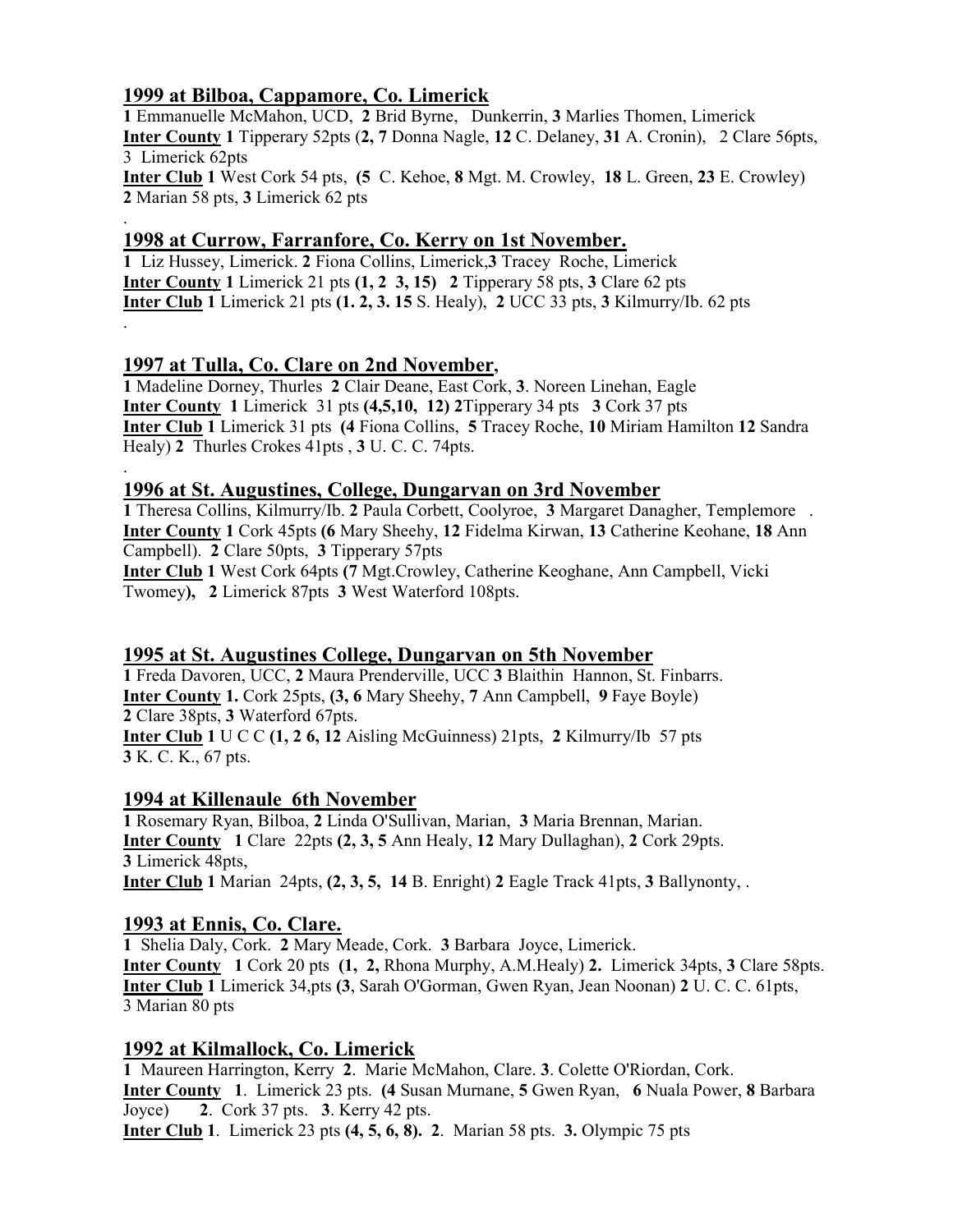## 1999 at Bilboa, Cappamore, Co. Limerick

**1** Emmanuelle McMahon, UCD, **2** Brid Byrne, Dunkerrin, **3** Marlies Thomen, Limerick
**Inter County** **1** Tipperary 52pts (**2, 7** Donna Nagle, **12** C. Delaney, **31** A. Cronin), 2 Clare 56pts, 3 Limerick 62pts
**Inter Club** **1** West Cork 54 pts, (**5** C. Kehoe, **8** Mgt. M. Crowley, **18** L. Green, **23** E. Crowley) **2** Marian 58 pts, **3** Limerick 62 pts

.

## 1998 at Currow, Farranfore, Co. Kerry on 1st November.

**1** Liz Hussey, Limerick. **2** Fiona Collins, Limerick,**3** Tracey Roche, Limerick
**Inter County** **1** Limerick 21 pts **(1, 2 3, 15)** **2** Tipperary 58 pts, **3** Clare 62 pts
**Inter Club** **1** Limerick 21 pts **(1. 2, 3. 15** S. Healy), **2** UCC 33 pts, **3** Kilmurry/Ib. 62 pts

.

## 1997 at Tulla, Co. Clare on 2nd November,

**1** Madeline Dorney, Thurles **2** Clair Deane, East Cork, **3**. Noreen Linehan, Eagle
**Inter County** **1** Limerick 31 pts **(4,5,10, 12) 2**Tipperary 34 pts **3** Cork 37 pts
**Inter Club** **1** Limerick 31 pts **(4** Fiona Collins, **5** Tracey Roche, **10** Miriam Hamilton **12** Sandra Healy) **2** Thurles Crokes 41pts , **3** U. C. C. 74pts.

.

## 1996 at St. Augustines, College, Dungarvan on 3rd November

**1** Theresa Collins, Kilmurry/Ib. **2** Paula Corbett, Coolyroe, **3** Margaret Danagher, Templemore .
**Inter County** **1** Cork 45pts **(6** Mary Sheehy, **12** Fidelma Kirwan, **13** Catherine Keohane, **18** Ann Campbell). **2** Clare 50pts, **3** Tipperary 57pts
**Inter Club** **1** West Cork 64pts **(7** Mgt.Crowley, Catherine Keoghane, Ann Campbell, Vicki Twomey**)**, **2** Limerick 87pts **3** West Waterford 108pts.

## 1995 at St. Augustines College, Dungarvan on 5th November

**1** Freda Davoren, UCC, **2** Maura Prenderville, UCC **3** Blaithin Hannon, St. Finbarrs.
**Inter County** **1.** Cork 25pts, **(3, 6** Mary Sheehy, **7** Ann Campbell, **9** Faye Boyle)
**2** Clare 38pts, **3** Waterford 67pts.
**Inter Club** **1** U C C **(1, 2 6, 12** Aisling McGuinness) 21pts, **2** Kilmurry/Ib 57 pts
**3** K. C. K., 67 pts.

## 1994 at Killenaule 6th November

**1** Rosemary Ryan, Bilboa, **2** Linda O'Sullivan, Marian, **3** Maria Brennan, Marian.
**Inter County** **1** Clare 22pts **(2, 3, 5** Ann Healy, **12** Mary Dullaghan), **2** Cork 29pts.
**3** Limerick 48pts,
**Inter Club** **1** Marian 24pts, **(2, 3, 5, 14** B. Enright) **2** Eagle Track 41pts, **3** Ballynonty, .

## 1993 at Ennis, Co. Clare.

**1** Shelia Daly, Cork. **2** Mary Meade, Cork. **3** Barbara Joyce, Limerick.
**Inter County** **1** Cork 20 pts **(1, 2,** Rhona Murphy, A.M.Healy) **2.** Limerick 34pts, **3** Clare 58pts.
**Inter Club** **1** Limerick 34,pts **(3**, Sarah O'Gorman, Gwen Ryan, Jean Noonan) **2** U. C. C. 61pts, 3 Marian 80 pts

## 1992 at Kilmallock, Co. Limerick

**1** Maureen Harrington, Kerry **2**. Marie McMahon, Clare. **3**. Colette O'Riordan, Cork.
**Inter County** **1**. Limerick 23 pts. **(4** Susan Murnane, **5** Gwen Ryan, **6** Nuala Power, **8** Barbara Joyce) **2**. Cork 37 pts. **3**. Kerry 42 pts.
**Inter Club** **1**. Limerick 23 pts **(4, 5, 6, 8).** **2**. Marian 58 pts. **3.** Olympic 75 pts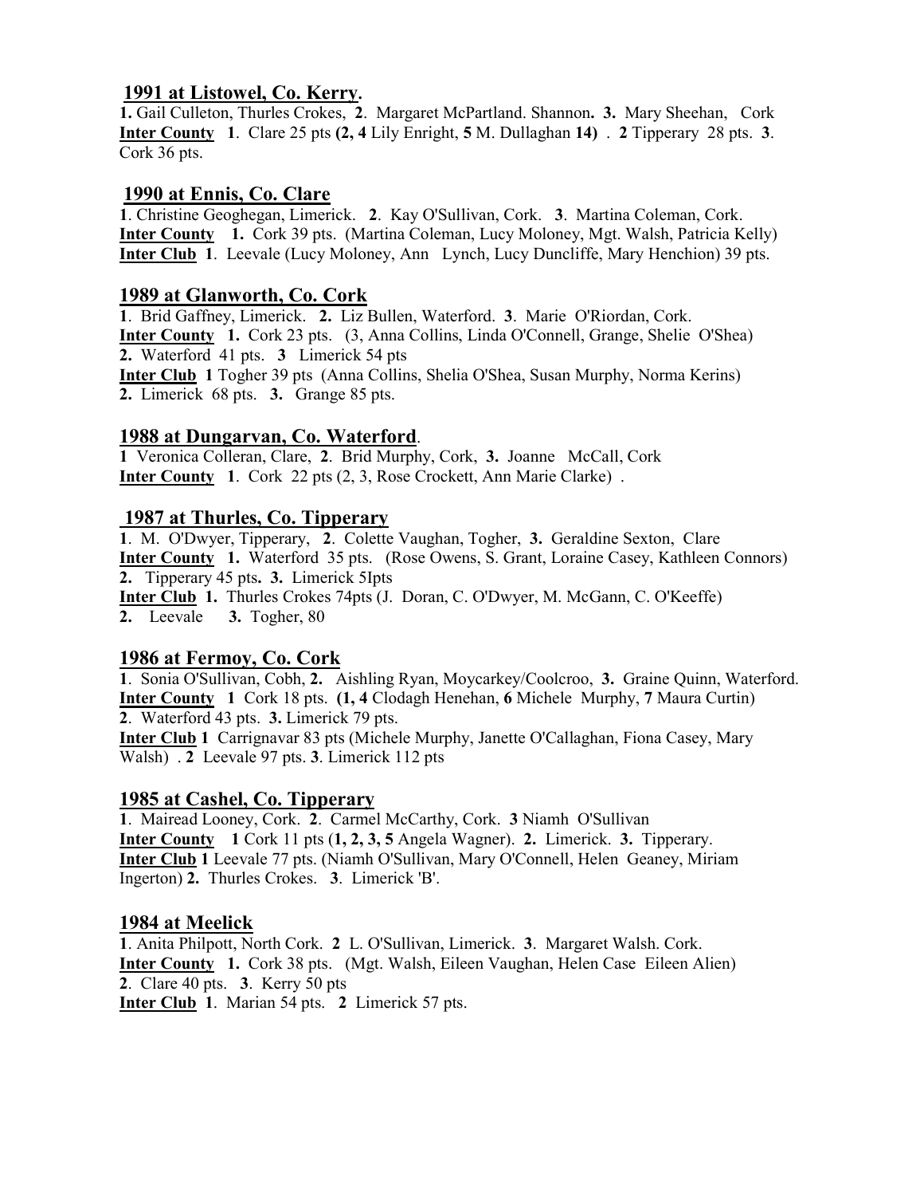## 1991 at Listowel, Co. Kerry.

**1.** Gail Culleton, Thurles Crokes, **2**. Margaret McPartland. Shannon**. 3.** Mary Sheehan, Cork
**Inter County** **1**. Clare 25 pts **(2, 4** Lily Enright, **5** M. Dullaghan **14)** . **2** Tipperary 28 pts. **3**. Cork 36 pts.

## 1990 at Ennis, Co. Clare

**1**. Christine Geoghegan, Limerick. **2**. Kay O'Sullivan, Cork. **3**. Martina Coleman, Cork.
**Inter County** **1.** Cork 39 pts. (Martina Coleman, Lucy Moloney, Mgt. Walsh, Patricia Kelly)
**Inter Club** **1**. Leevale (Lucy Moloney, Ann Lynch, Lucy Duncliffe, Mary Henchion) 39 pts.

## 1989 at Glanworth, Co. Cork

**1**. Brid Gaffney, Limerick. **2.** Liz Bullen, Waterford. **3**. Marie O'Riordan, Cork.
**Inter County** **1.** Cork 23 pts. (3, Anna Collins, Linda O'Connell, Grange, Shelie O'Shea)
**2.** Waterford 41 pts. **3** Limerick 54 pts
**Inter Club** **1** Togher 39 pts (Anna Collins, Shelia O'Shea, Susan Murphy, Norma Kerins)
**2.** Limerick 68 pts. **3.** Grange 85 pts.

## 1988 at Dungarvan, Co. Waterford.

**1** Veronica Colleran, Clare, **2**. Brid Murphy, Cork, **3.** Joanne McCall, Cork
**Inter County** **1**. Cork 22 pts (2, 3, Rose Crockett, Ann Marie Clarke) .

## 1987 at Thurles, Co. Tipperary

**1**. M. O'Dwyer, Tipperary, **2**. Colette Vaughan, Togher, **3.** Geraldine Sexton, Clare
**Inter County** **1.** Waterford 35 pts. (Rose Owens, S. Grant, Loraine Casey, Kathleen Connors)
**2.** Tipperary 45 pts**. 3.** Limerick 5Ipts
**Inter Club** **1.** Thurles Crokes 74pts (J. Doran, C. O'Dwyer, M. McGann, C. O'Keeffe)
**2.** Leevale **3.** Togher, 80

## 1986 at Fermoy, Co. Cork

**1**. Sonia O'Sullivan, Cobh, **2.** Aishling Ryan, Moycarkey/Coolcroo, **3.** Graine Quinn, Waterford.
**Inter County** **1** Cork 18 pts. **(1, 4** Clodagh Henehan, **6** Michele Murphy, **7** Maura Curtin)
**2**. Waterford 43 pts. **3.** Limerick 79 pts.
**Inter Club** **1** Carrignavar 83 pts (Michele Murphy, Janette O'Callaghan, Fiona Casey, Mary Walsh) . **2** Leevale 97 pts. **3**. Limerick 112 pts

## 1985 at Cashel, Co. Tipperary

**1**. Mairead Looney, Cork. **2**. Carmel McCarthy, Cork. **3** Niamh O'Sullivan
**Inter County** **1** Cork 11 pts (**1, 2, 3, 5** Angela Wagner). **2.** Limerick. **3.** Tipperary.
**Inter Club** **1** Leevale 77 pts. (Niamh O'Sullivan, Mary O'Connell, Helen Geaney, Miriam Ingerton) **2.** Thurles Crokes. **3**. Limerick 'B'.

## 1984 at Meelick

**1**. Anita Philpott, North Cork. **2** L. O'Sullivan, Limerick. **3**. Margaret Walsh. Cork.
**Inter County** **1.** Cork 38 pts. (Mgt. Walsh, Eileen Vaughan, Helen Case Eileen Alien)
**2**. Clare 40 pts. **3**. Kerry 50 pts
**Inter Club** **1**. Marian 54 pts. **2** Limerick 57 pts.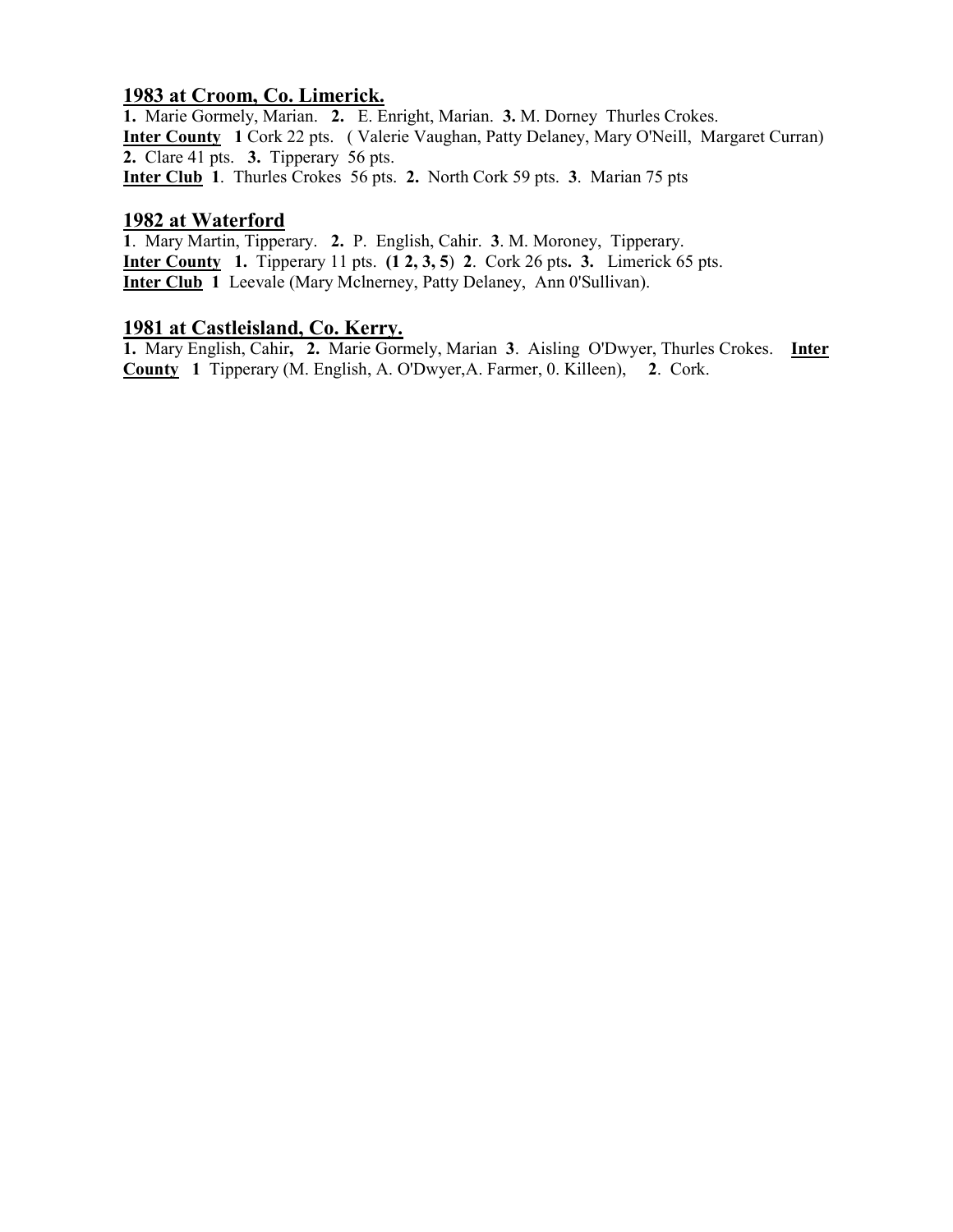## 1983 at Croom, Co. Limerick.

**1.** Marie Gormely, Marian. **2.** E. Enright, Marian. **3.** M. Dorney Thurles Crokes.
**Inter County** **1** Cork 22 pts. ( Valerie Vaughan, Patty Delaney, Mary O'Neill, Margaret Curran)
**2.** Clare 41 pts. **3.** Tipperary 56 pts.
**Inter Club** **1**. Thurles Crokes 56 pts. **2.** North Cork 59 pts. **3**. Marian 75 pts

## 1982 at Waterford

**1**. Mary Martin, Tipperary. **2.** P. English, Cahir. **3**. M. Moroney, Tipperary.
**Inter County** **1.** Tipperary 11 pts. **(1 2, 3, 5**) **2**. Cork 26 pts**. 3.** Limerick 65 pts.
**Inter Club** **1** Leevale (Mary Mclnerney, Patty Delaney, Ann 0'Sullivan).

## 1981 at Castleisland, Co. Kerry.

**1.** Mary English, Cahir**, 2.** Marie Gormely, Marian **3**. Aisling O'Dwyer, Thurles Crokes. **Inter County** **1** Tipperary (M. English, A. O'Dwyer,A. Farmer, 0. Killeen), **2**. Cork.